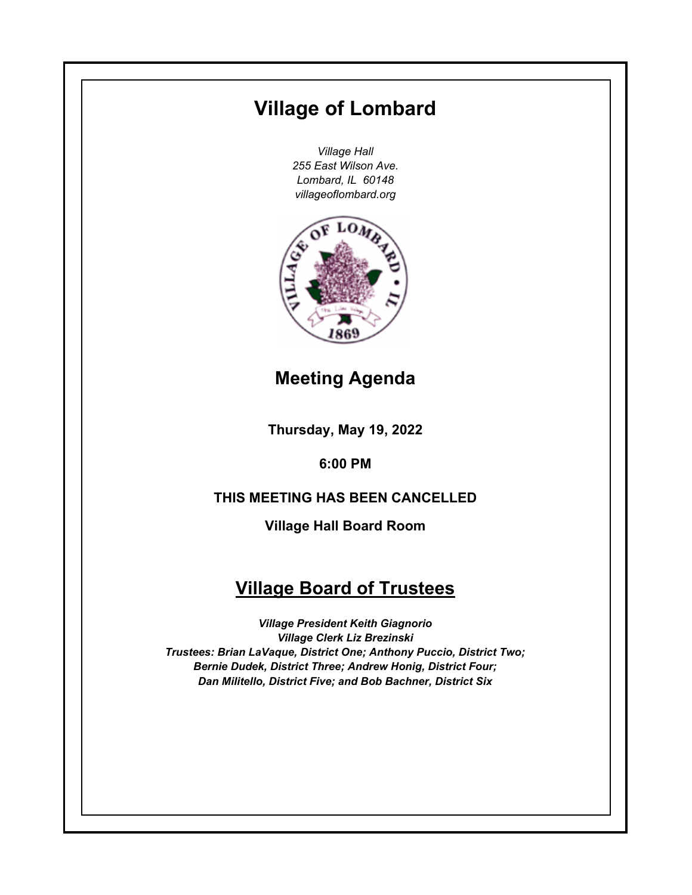# Village of Lombard

*Village Hall*
*255 East Wilson Ave.*
*Lombard, IL 60148*
*villageoflombard.org*

## Meeting Agenda

**Thursday, May 19, 2022**

**6:00 PM**

**THIS MEETING HAS BEEN CANCELLED**

**Village Hall Board Room**

## Village Board of Trustees

***Village President Keith Giagnorio***
***Village Clerk Liz Brezinski***
***Trustees: Brian LaVaque, District One; Anthony Puccio, District Two; Bernie Dudek, District Three; Andrew Honig, District Four; Dan Militello, District Five; and Bob Bachner, District Six***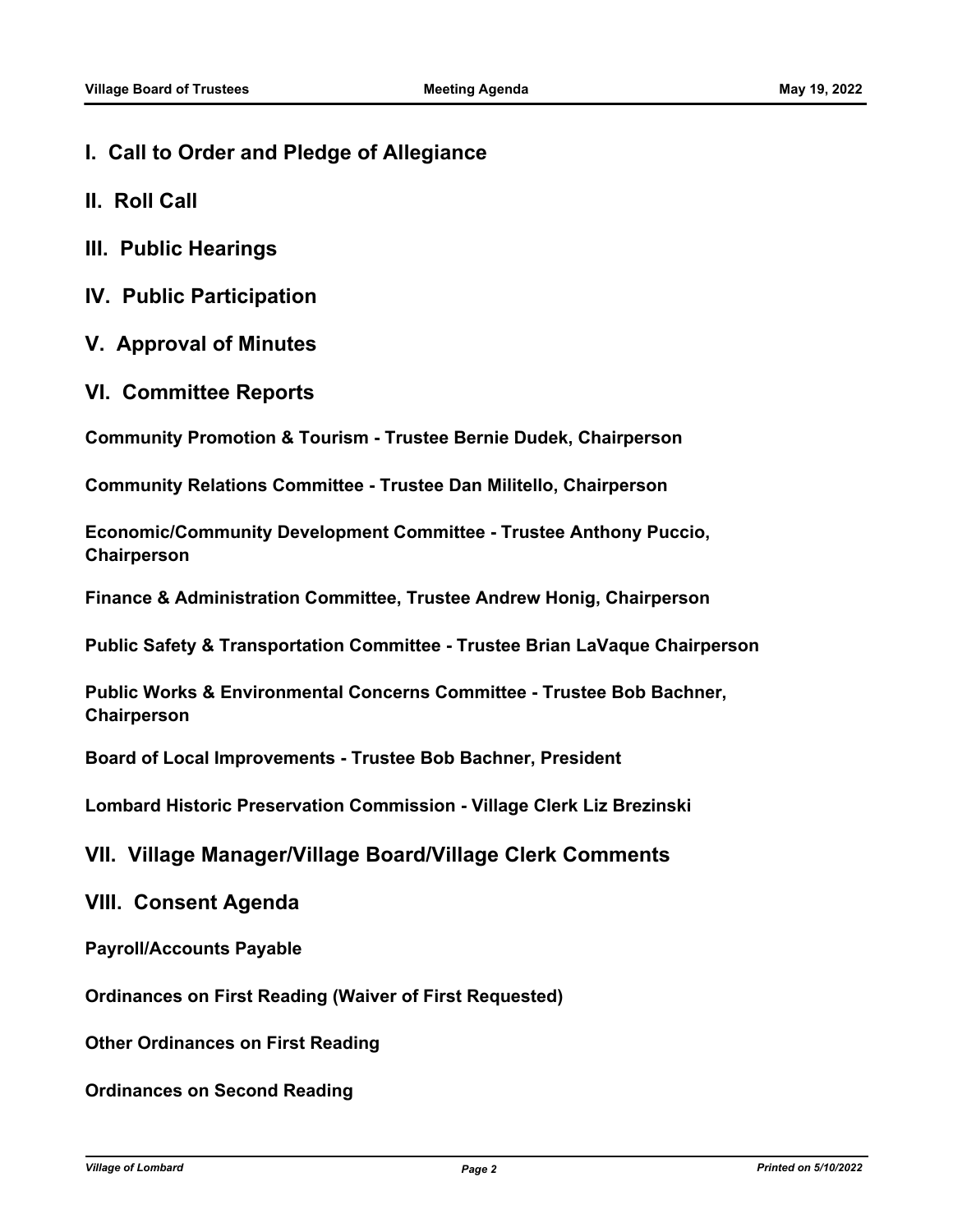## I. Call to Order and Pledge of Allegiance

## II. Roll Call

## III. Public Hearings

## IV. Public Participation

## V. Approval of Minutes

## VI. Committee Reports

**Community Promotion & Tourism - Trustee Bernie Dudek, Chairperson**

**Community Relations Committee - Trustee Dan Militello, Chairperson**

**Economic/Community Development Committee - Trustee Anthony Puccio, Chairperson**

**Finance & Administration Committee, Trustee Andrew Honig, Chairperson**

**Public Safety & Transportation Committee - Trustee Brian LaVaque Chairperson**

**Public Works & Environmental Concerns Committee - Trustee Bob Bachner, Chairperson**

**Board of Local Improvements - Trustee Bob Bachner, President**

**Lombard Historic Preservation Commission - Village Clerk Liz Brezinski**

## VII. Village Manager/Village Board/Village Clerk Comments

## VIII. Consent Agenda

**Payroll/Accounts Payable**

**Ordinances on First Reading (Waiver of First Requested)**

**Other Ordinances on First Reading**

**Ordinances on Second Reading**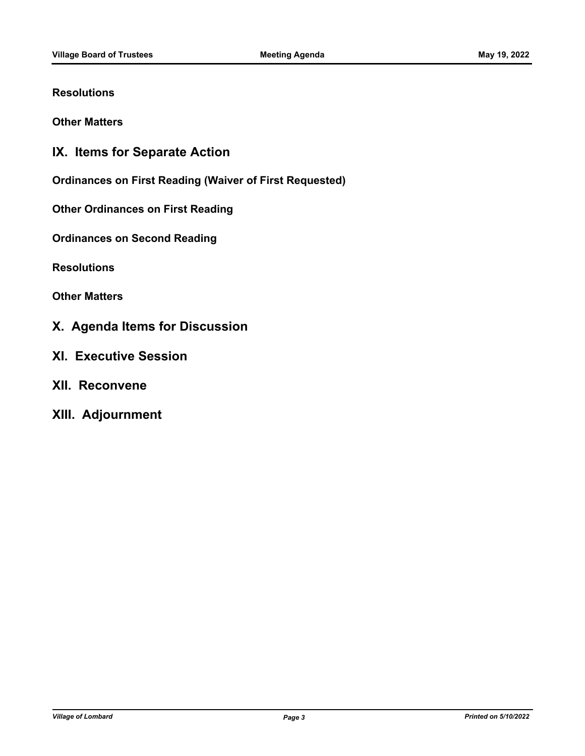**Resolutions**

**Other Matters**

## IX. Items for Separate Action

**Ordinances on First Reading (Waiver of First Requested)**

**Other Ordinances on First Reading**

**Ordinances on Second Reading**

**Resolutions**

**Other Matters**

## X. Agenda Items for Discussion

## XI. Executive Session

## XII. Reconvene

## XIII. Adjournment